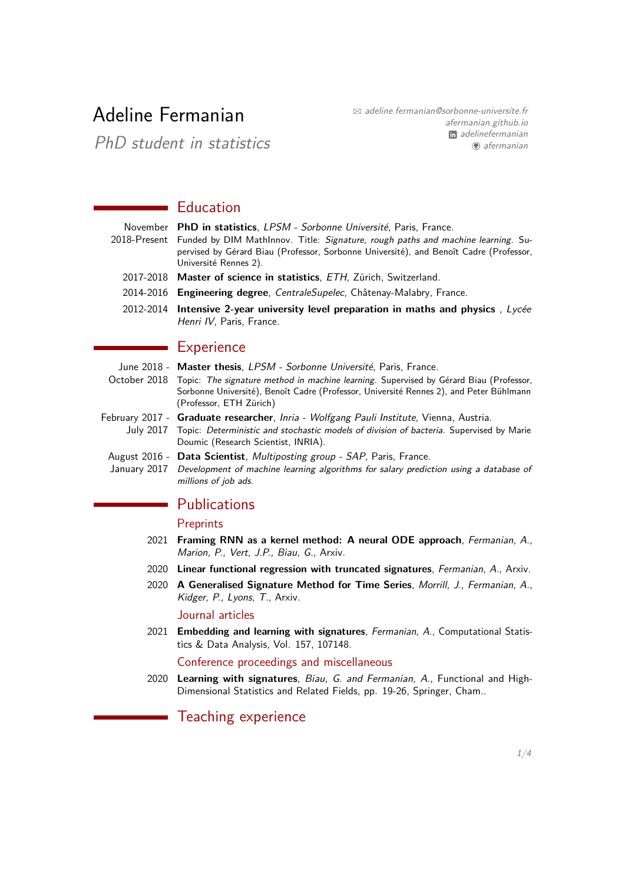# Adeline Fermanian

*PhD student in statistics*

✉ *adeline.fermanian@sorbonne-universite.fr*
*afermanian.github.io*
*adelinefermanian*
*afermanian*

## Education

November 2018-Present — **PhD in statistics**, *LPSM - Sorbonne Université*, Paris, France.
Funded by DIM MathInnov. Title: *Signature, rough paths and machine learning*. Supervised by Gérard Biau (Professor, Sorbonne Université), and Benoît Cadre (Professor, Université Rennes 2).

2017-2018 — **Master of science in statistics**, *ETH*, Zürich, Switzerland.

2014-2016 — **Engineering degree**, *CentraleSupelec*, Châtenay-Malabry, France.

2012-2014 — **Intensive 2-year university level preparation in maths and physics** , *Lycée Henri IV*, Paris, France.

## Experience

June 2018 - October 2018 — **Master thesis**, *LPSM - Sorbonne Université*, Paris, France.
Topic: *The signature method in machine learning*. Supervised by Gérard Biau (Professor, Sorbonne Université), Benoît Cadre (Professor, Université Rennes 2), and Peter Bühlmann (Professor, ETH Zürich)

February 2017 - July 2017 — **Graduate researcher**, *Inria - Wolfgang Pauli Institute*, Vienna, Austria.
Topic: *Deterministic and stochastic models of division of bacteria*. Supervised by Marie Doumic (Research Scientist, INRIA).

August 2016 - January 2017 — **Data Scientist**, *Multiposting group - SAP*, Paris, France.
*Development of machine learning algorithms for salary prediction using a database of millions of job ads.*

## Publications

### Preprints

2021 — **Framing RNN as a kernel method: A neural ODE approach**, *Fermanian, A., Marion, P., Vert, J.P., Biau, G.*, Arxiv.

2020 — **Linear functional regression with truncated signatures**, *Fermanian, A.*, Arxiv.

2020 — **A Generalised Signature Method for Time Series**, *Morrill, J., Fermanian, A., Kidger, P., Lyons, T.*, Arxiv.

### Journal articles

2021 — **Embedding and learning with signatures**, *Fermanian, A.*, Computational Statistics & Data Analysis, Vol. 157, 107148.

### Conference proceedings and miscellaneous

2020 — **Learning with signatures**, *Biau, G. and Fermanian, A.*, Functional and High-Dimensional Statistics and Related Fields, pp. 19-26, Springer, Cham..

## Teaching experience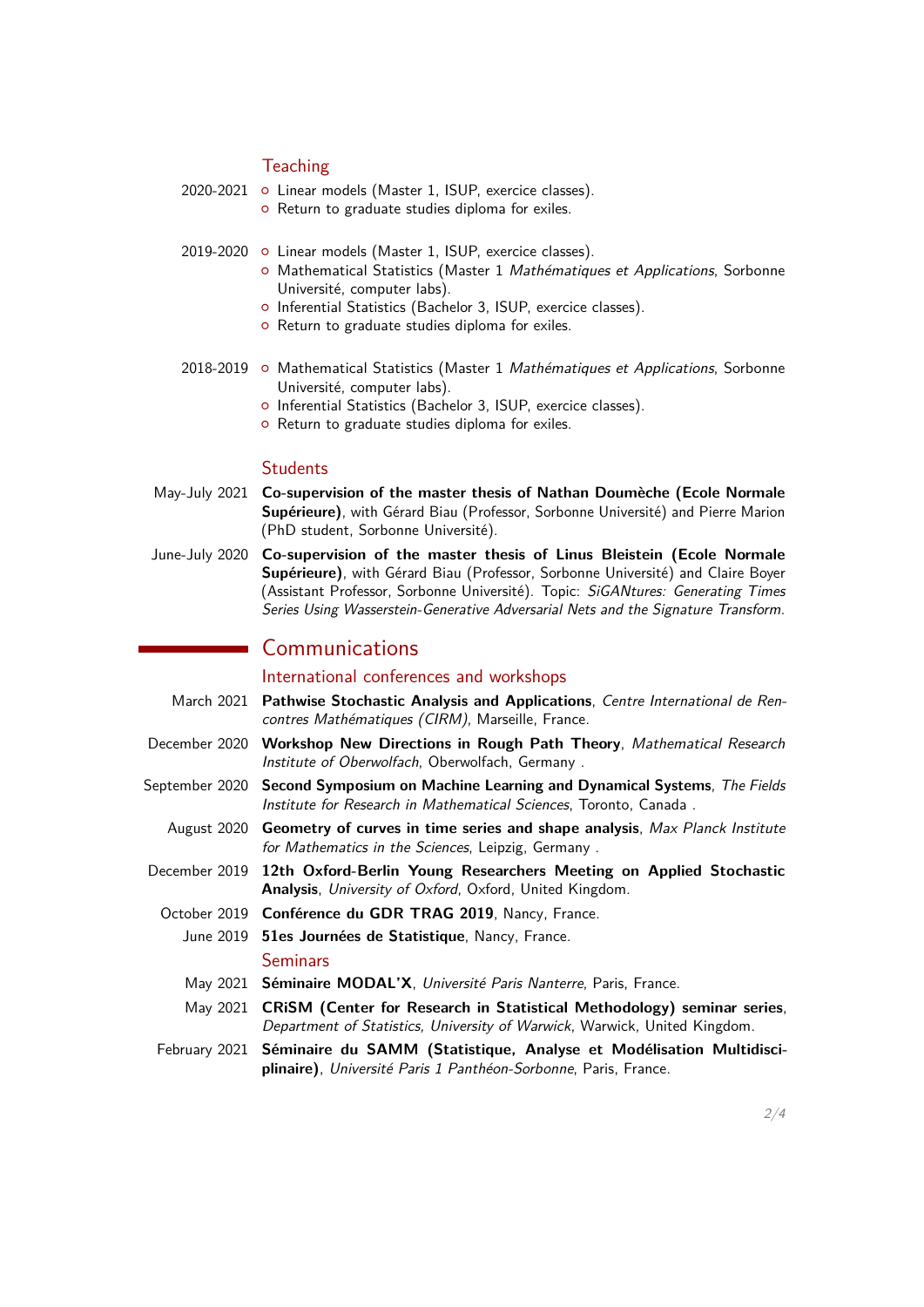### Teaching

2020-2021
- Linear models (Master 1, ISUP, exercice classes).
- Return to graduate studies diploma for exiles.

2019-2020
- Linear models (Master 1, ISUP, exercice classes).
- Mathematical Statistics (Master 1 *Mathématiques et Applications*, Sorbonne Université, computer labs).
- Inferential Statistics (Bachelor 3, ISUP, exercice classes).
- Return to graduate studies diploma for exiles.

2018-2019
- Mathematical Statistics (Master 1 *Mathématiques et Applications*, Sorbonne Université, computer labs).
- Inferential Statistics (Bachelor 3, ISUP, exercice classes).
- Return to graduate studies diploma for exiles.

### Students

May-July 2021 **Co-supervision of the master thesis of Nathan Doumèche (Ecole Normale Supérieure)**, with Gérard Biau (Professor, Sorbonne Université) and Pierre Marion (PhD student, Sorbonne Université).

June-July 2020 **Co-supervision of the master thesis of Linus Bleistein (Ecole Normale Supérieure)**, with Gérard Biau (Professor, Sorbonne Université) and Claire Boyer (Assistant Professor, Sorbonne Université). Topic: *SiGANtures: Generating Times Series Using Wasserstein-Generative Adversarial Nets and the Signature Transform.*

## Communications

### International conferences and workshops

March 2021 **Pathwise Stochastic Analysis and Applications**, *Centre International de Rencontres Mathématiques (CIRM)*, Marseille, France.

December 2020 **Workshop New Directions in Rough Path Theory**, *Mathematical Research Institute of Oberwolfach*, Oberwolfach, Germany .

September 2020 **Second Symposium on Machine Learning and Dynamical Systems**, *The Fields Institute for Research in Mathematical Sciences*, Toronto, Canada .

August 2020 **Geometry of curves in time series and shape analysis**, *Max Planck Institute for Mathematics in the Sciences*, Leipzig, Germany .

December 2019 **12th Oxford-Berlin Young Researchers Meeting on Applied Stochastic Analysis**, *University of Oxford*, Oxford, United Kingdom.

October 2019 **Conférence du GDR TRAG 2019**, Nancy, France.

June 2019 **51es Journées de Statistique**, Nancy, France.

### Seminars

May 2021 **Séminaire MODAL'X**, *Université Paris Nanterre*, Paris, France.

May 2021 **CRiSM (Center for Research in Statistical Methodology) seminar series**, *Department of Statistics, University of Warwick*, Warwick, United Kingdom.

February 2021 **Séminaire du SAMM (Statistique, Analyse et Modélisation Multidisciplinaire)**, *Université Paris 1 Panthéon-Sorbonne*, Paris, France.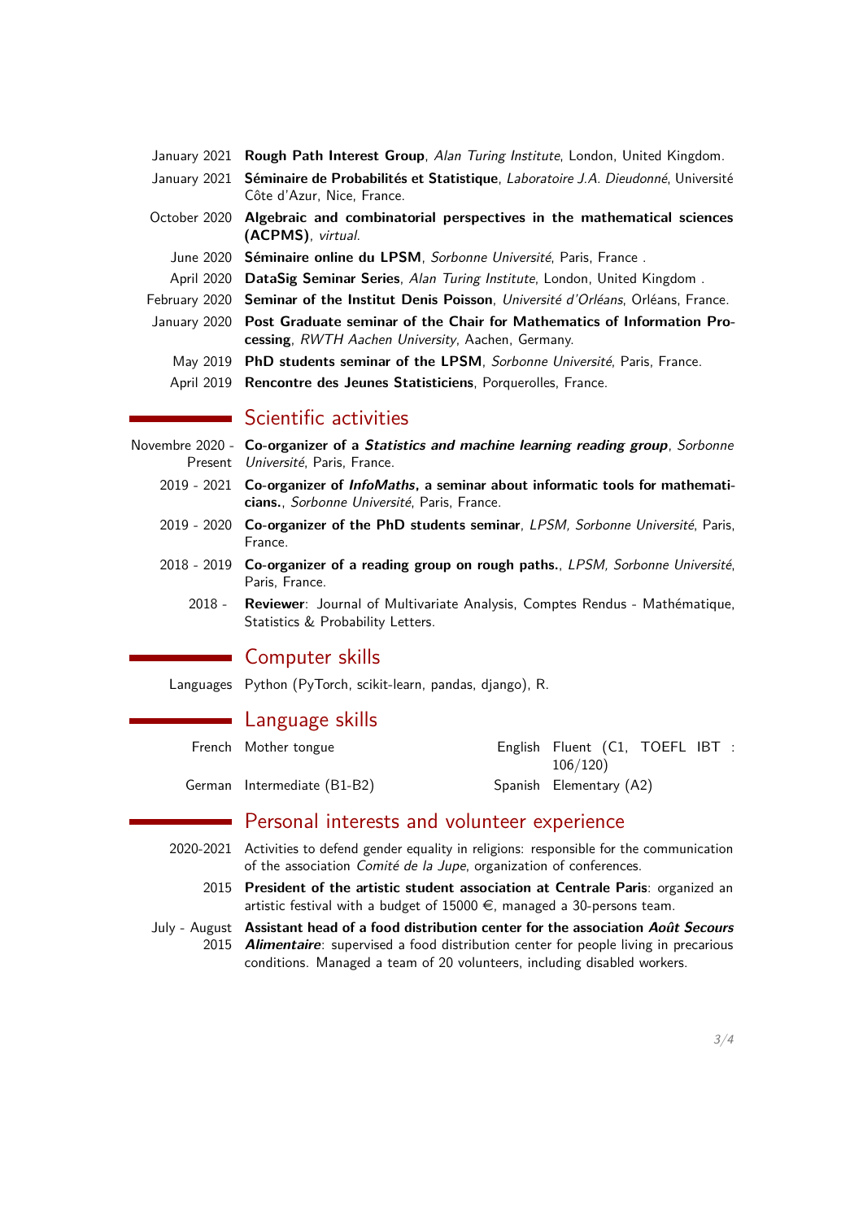- **January 2021** — **Rough Path Interest Group**, *Alan Turing Institute*, London, United Kingdom.
- **January 2021** — **Séminaire de Probabilités et Statistique**, *Laboratoire J.A. Dieudonné*, Université Côte d'Azur, Nice, France.
- **October 2020** — **Algebraic and combinatorial perspectives in the mathematical sciences (ACPMS)**, *virtual*.
- **June 2020** — **Séminaire online du LPSM**, *Sorbonne Université*, Paris, France .
- **April 2020** — **DataSig Seminar Series**, *Alan Turing Institute*, London, United Kingdom .
- **February 2020** — **Seminar of the Institut Denis Poisson**, *Université d'Orléans*, Orléans, France.
- **January 2020** — **Post Graduate seminar of the Chair for Mathematics of Information Processing**, *RWTH Aachen University*, Aachen, Germany.
- **May 2019** — **PhD students seminar of the LPSM**, *Sorbonne Université*, Paris, France.
- **April 2019** — **Rencontre des Jeunes Statisticiens**, Porquerolles, France.

## Scientific activities

- **Novembre 2020 - Present** — **Co-organizer of a *Statistics and machine learning reading group***, *Sorbonne Université*, Paris, France.
- **2019 - 2021** — **Co-organizer of *InfoMaths*, a seminar about informatic tools for mathematicians.**, *Sorbonne Université*, Paris, France.
- **2019 - 2020** — **Co-organizer of the PhD students seminar**, *LPSM, Sorbonne Université*, Paris, France.
- **2018 - 2019** — **Co-organizer of a reading group on rough paths.**, *LPSM, Sorbonne Université*, Paris, France.
- **2018 -** — **Reviewer**: Journal of Multivariate Analysis, Comptes Rendus - Mathématique, Statistics & Probability Letters.

## Computer skills

- **Languages** — Python (PyTorch, scikit-learn, pandas, django), R.

## Language skills

- **French** — Mother tongue
- **English** — Fluent (C1, TOEFL IBT : 106/120)
- **German** — Intermediate (B1-B2)
- **Spanish** — Elementary (A2)

## Personal interests and volunteer experience

- **2020-2021** — Activities to defend gender equality in religions: responsible for the communication of the association *Comité de la Jupe*, organization of conferences.
- **2015** — **President of the artistic student association at Centrale Paris**: organized an artistic festival with a budget of 15000 €, managed a 30-persons team.
- **July - August 2015** — **Assistant head of a food distribution center for the association *Août Secours Alimentaire***: supervised a food distribution center for people living in precarious conditions. Managed a team of 20 volunteers, including disabled workers.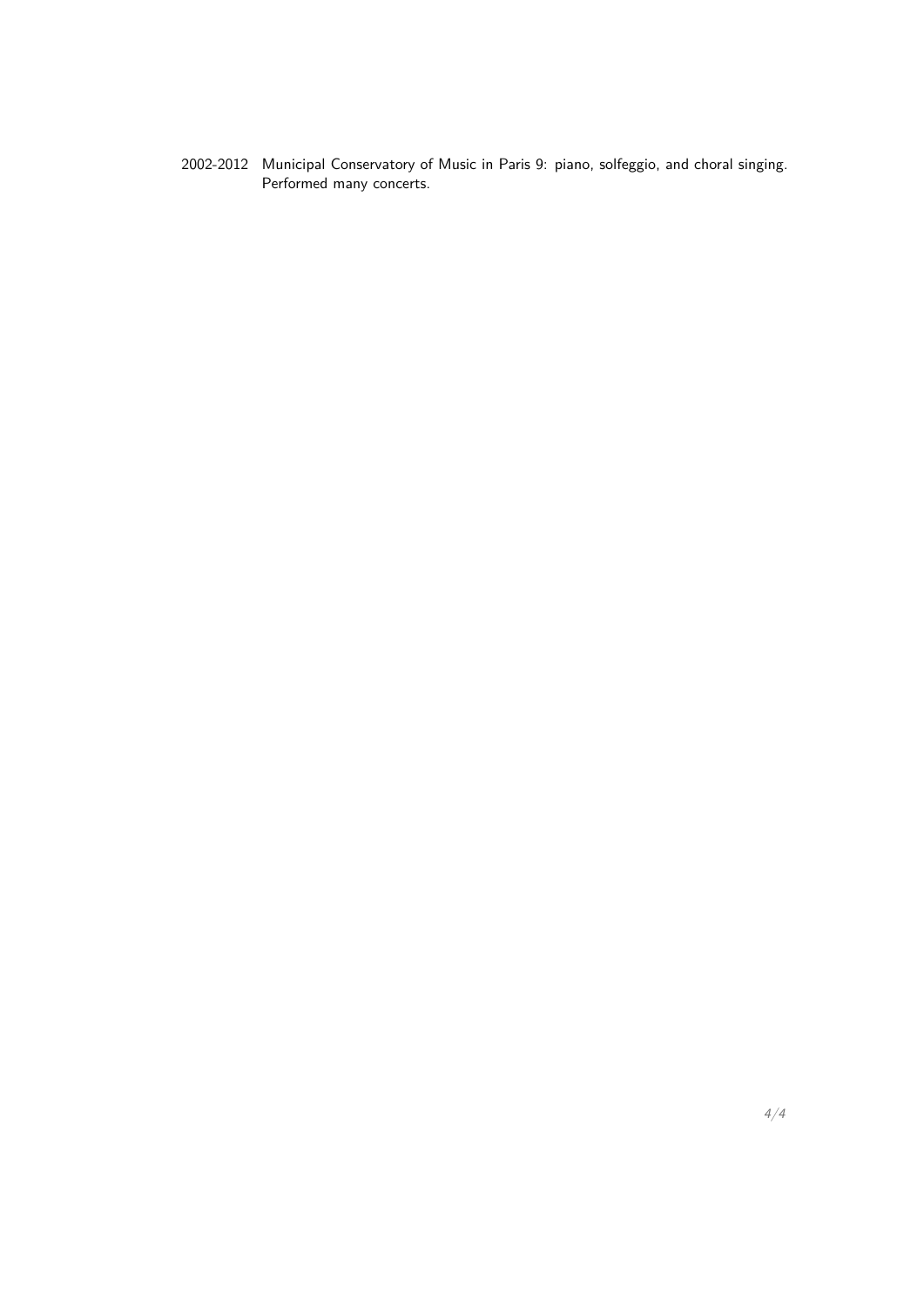2002-2012 Municipal Conservatory of Music in Paris 9: piano, solfeggio, and choral singing. Performed many concerts.